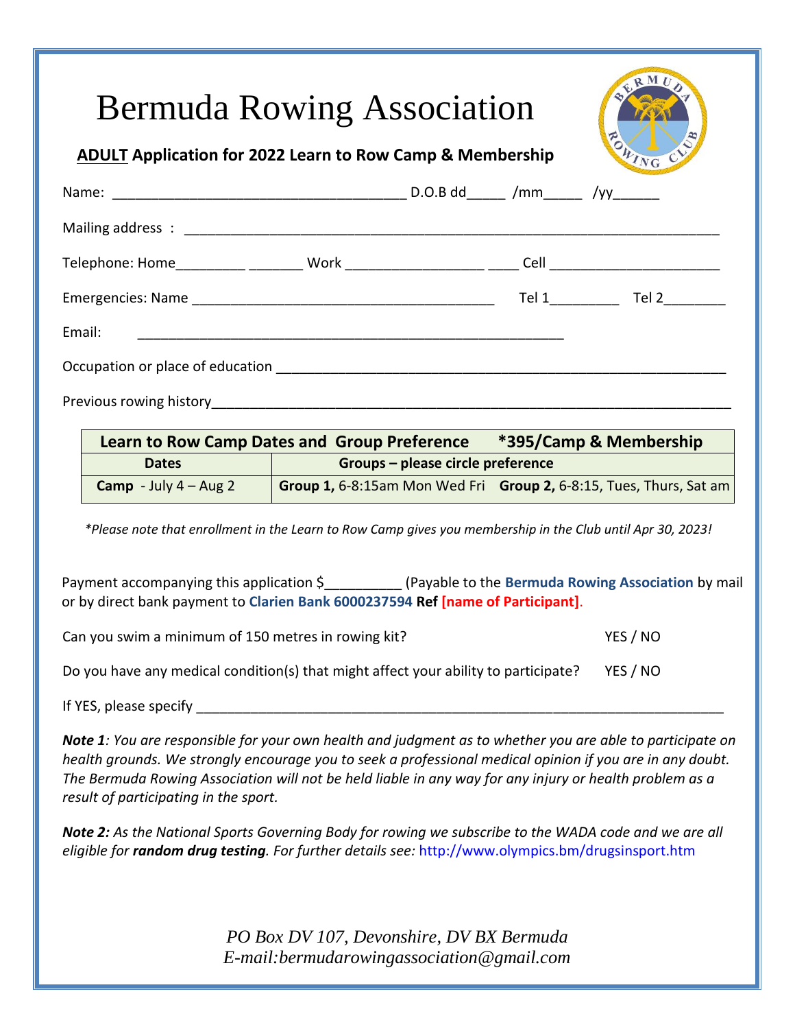# Bermuda Rowing Association

## ADULT Application for 2022 Learn to Row Camp & Membership

Name: ____________________________________ D.O.B dd_____ /mm_____ /yy______

Mailing address : ____________________________________________________________________

Telephone: Home_________ _______ Work _________________ ____ Cell _____________________

Emergencies: Name ______________________________________ Tel 1_________ Tel 2________

Email: ______________________________________________________

Occupation or place of education _________________________________________________________

Previous rowing history__________________________________________________________________

| **Learn to Row Camp Dates and Group Preference** | **\*395/Camp & Membership** | |
|---|---|---|
| **Dates** | **Groups – please circle preference** | |
| **Camp** - July 4 – Aug 2 | **Group 1,** 6-8:15am Mon Wed Fri | **Group 2,** 6-8:15, Tues, Thurs, Sat am |

*\*Please note that enrollment in the Learn to Row Camp gives you membership in the Club until Apr 30, 2023!*

Payment accompanying this application $__________ (Payable to the **Bermuda Rowing Association** by mail or by direct bank payment to **Clarien Bank 6000237594** **Ref** **[name of Participant]**.

Can you swim a minimum of 150 metres in rowing kit? YES / NO

Do you have any medical condition(s) that might affect your ability to participate? YES / NO

If YES, please specify ______________________________________________________________________

***Note 1**: You are responsible for your own health and judgment as to whether you are able to participate on health grounds. We strongly encourage you to seek a professional medical opinion if you are in any doubt. The Bermuda Rowing Association will not be held liable in any way for any injury or health problem as a result of participating in the sport.*

***Note 2:** As the National Sports Governing Body for rowing we subscribe to the WADA code and we are all eligible for **random drug testing**. For further details see:* http://www.olympics.bm/drugsinsport.htm

*PO Box DV 107, Devonshire, DV BX Bermuda*
*E-mail:bermudarowingassociation@gmail.com*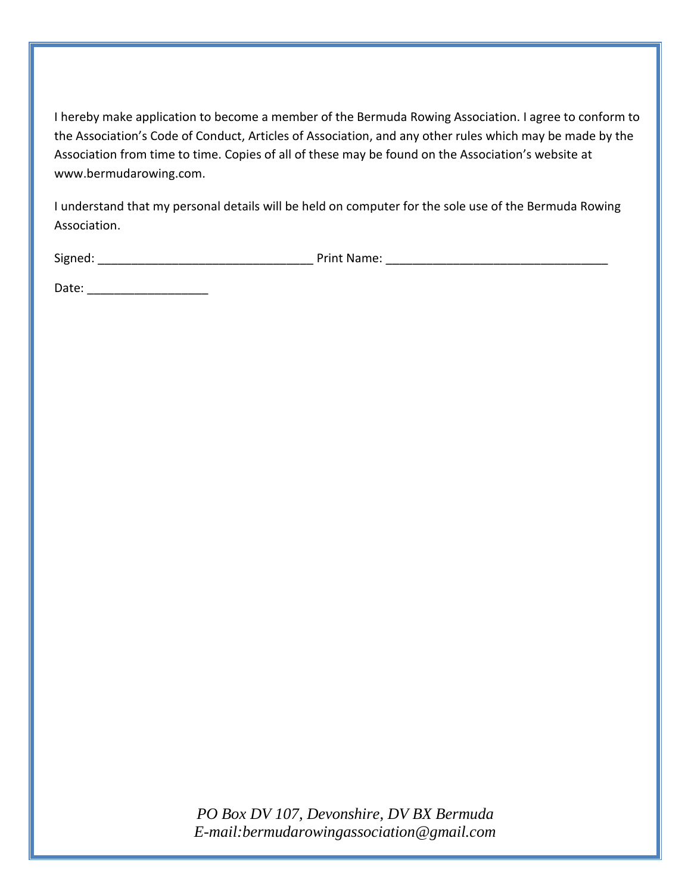I hereby make application to become a member of the Bermuda Rowing Association. I agree to conform to the Association's Code of Conduct, Articles of Association, and any other rules which may be made by the Association from time to time. Copies of all of these may be found on the Association's website at www.bermudarowing.com.

I understand that my personal details will be held on computer for the sole use of the Bermuda Rowing Association.

Signed: ________________________________ Print Name: _________________________________

Date: __________________

*PO Box DV 107, Devonshire, DV BX Bermuda*
*E-mail:bermudarowingassociation@gmail.com*